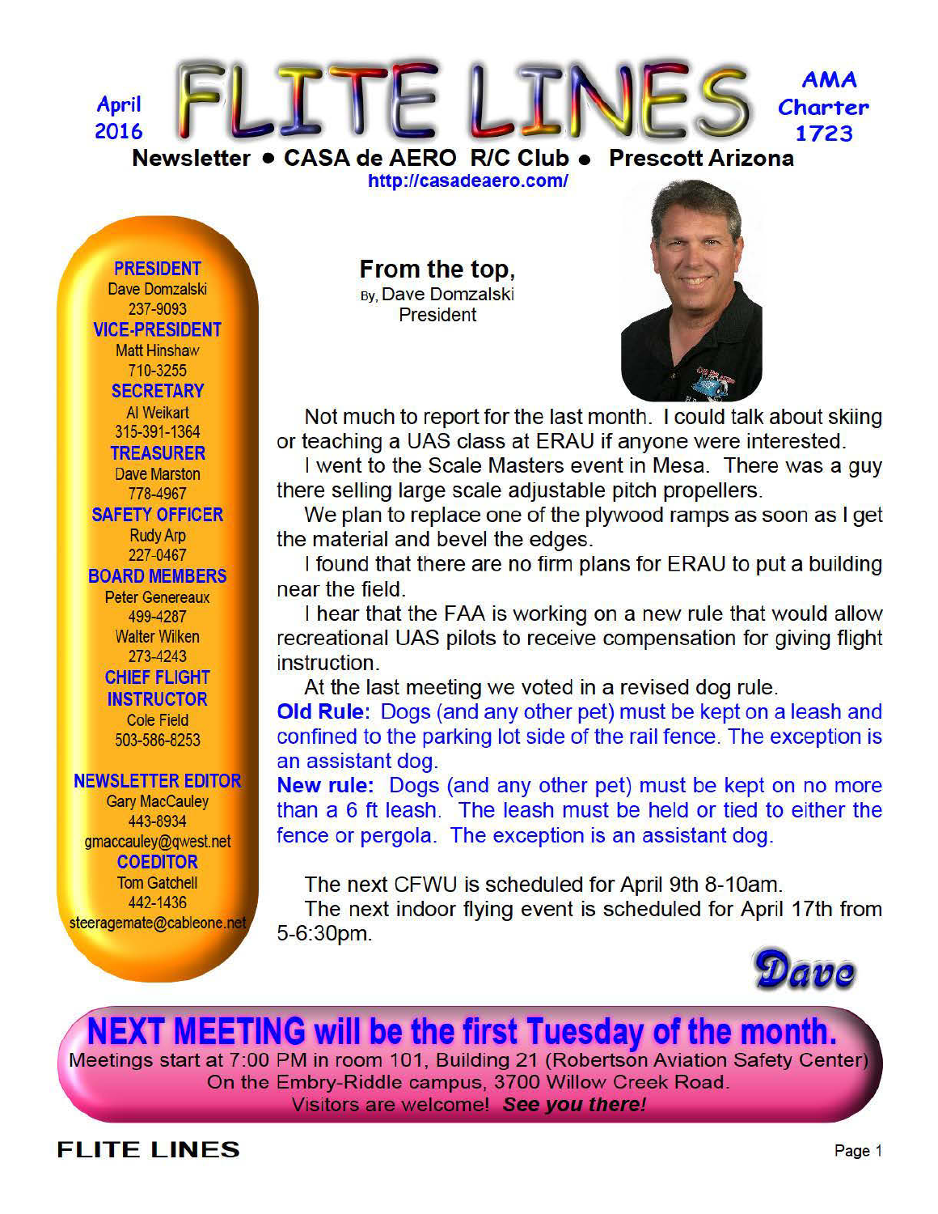# FLITE LINES

April 2016

AMA Charter 1723

**Newsletter • CASA de AERO R/C Club • Prescott Arizona**

http://casadeaero.com/

**PRESIDENT**
Dave Domzalski
237-9093

**VICE-PRESIDENT**
Matt Hinshaw
710-3255

**SECRETARY**
Al Weikart
315-391-1364

**TREASURER**
Dave Marston
778-4967

**SAFETY OFFICER**
Rudy Arp
227-0467

**BOARD MEMBERS**
Peter Genereaux
499-4287
Walter Wilken
273-4243

**CHIEF FLIGHT INSTRUCTOR**
Cole Field
503-586-8253

**NEWSLETTER EDITOR**
Gary MacCauley
443-8934
gmaccauley@qwest.net

**COEDITOR**
Tom Gatchell
442-1436
steeragemate@cableone.net

## From the top,

By, Dave Domzalski
President

Not much to report for the last month. I could talk about skiing or teaching a UAS class at ERAU if anyone were interested.

I went to the Scale Masters event in Mesa. There was a guy there selling large scale adjustable pitch propellers.

We plan to replace one of the plywood ramps as soon as I get the material and bevel the edges.

I found that there are no firm plans for ERAU to put a building near the field.

I hear that the FAA is working on a new rule that would allow recreational UAS pilots to receive compensation for giving flight instruction.

At the last meeting we voted in a revised dog rule.

**Old Rule:** Dogs (and any other pet) must be kept on a leash and confined to the parking lot side of the rail fence. The exception is an assistant dog.

**New rule:** Dogs (and any other pet) must be kept on no more than a 6 ft leash. The leash must be held or tied to either the fence or pergola. The exception is an assistant dog.

The next CFWU is scheduled for April 9th 8-10am.

The next indoor flying event is scheduled for April 17th from 5-6:30pm.

*Dave*

## NEXT MEETING will be the first Tuesday of the month.

Meetings start at 7:00 PM in room 101, Building 21 (Robertson Aviation Safety Center)
On the Embry-Riddle campus, 3700 Willow Creek Road.
Visitors are welcome! ***See you there!***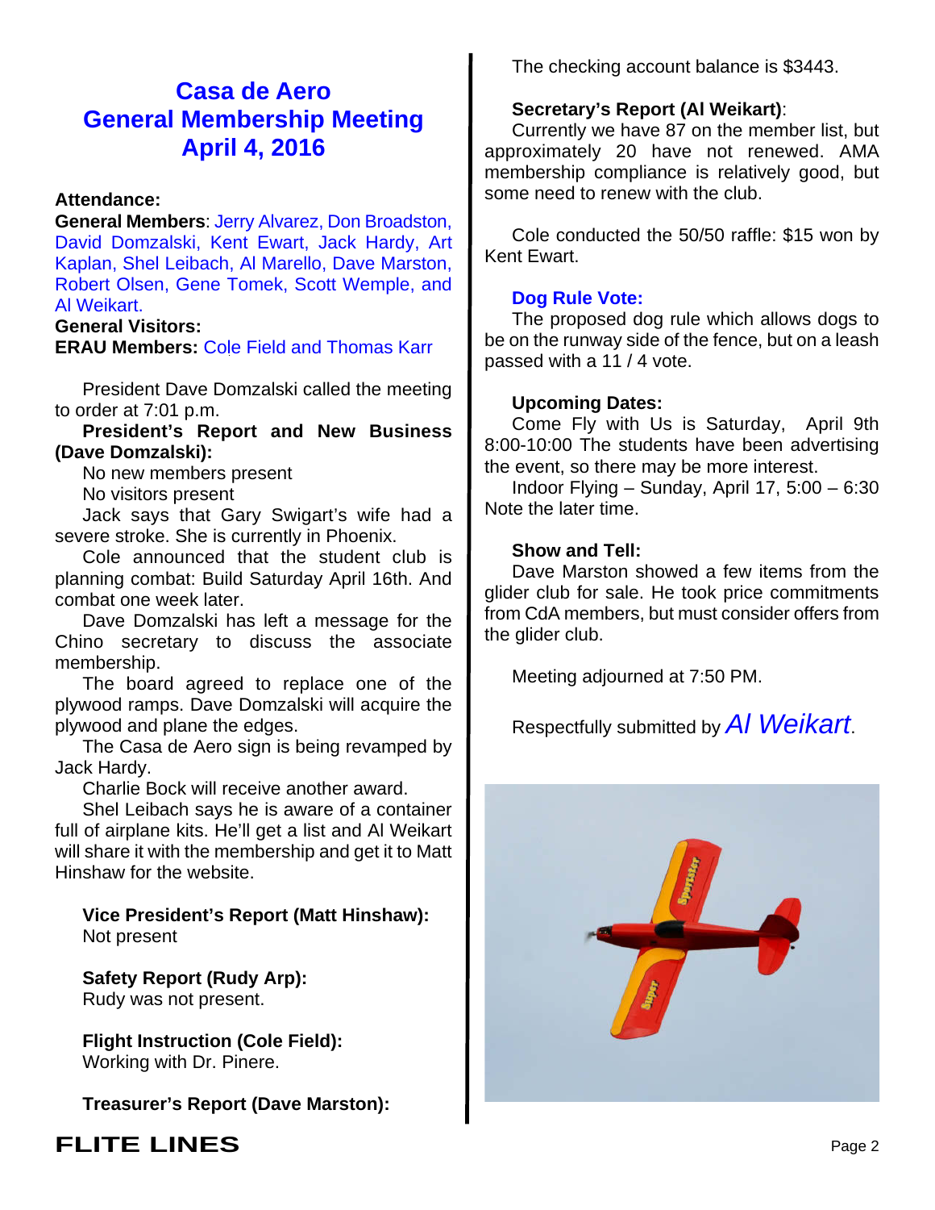# Casa de Aero General Membership Meeting April 4, 2016

**Attendance:**
**General Members**: Jerry Alvarez, Don Broadston, David Domzalski, Kent Ewart, Jack Hardy, Art Kaplan, Shel Leibach, Al Marello, Dave Marston, Robert Olsen, Gene Tomek, Scott Wemple, and Al Weikart.
**General Visitors:**
**ERAU Members:** Cole Field and Thomas Karr

President Dave Domzalski called the meeting to order at 7:01 p.m.

**President's Report and New Business (Dave Domzalski):**

No new members present

No visitors present

Jack says that Gary Swigart's wife had a severe stroke. She is currently in Phoenix.

Cole announced that the student club is planning combat: Build Saturday April 16th. And combat one week later.

Dave Domzalski has left a message for the Chino secretary to discuss the associate membership.

The board agreed to replace one of the plywood ramps. Dave Domzalski will acquire the plywood and plane the edges.

The Casa de Aero sign is being revamped by Jack Hardy.

Charlie Bock will receive another award.

Shel Leibach says he is aware of a container full of airplane kits. He'll get a list and Al Weikart will share it with the membership and get it to Matt Hinshaw for the website.

**Vice President's Report (Matt Hinshaw):**
Not present

**Safety Report (Rudy Arp):**
Rudy was not present.

**Flight Instruction (Cole Field):**
Working with Dr. Pinere.

**Treasurer's Report (Dave Marston):**

The checking account balance is $3443.

**Secretary's Report (Al Weikart)**:
Currently we have 87 on the member list, but approximately 20 have not renewed. AMA membership compliance is relatively good, but some need to renew with the club.

Cole conducted the 50/50 raffle: $15 won by Kent Ewart.

**Dog Rule Vote:**
The proposed dog rule which allows dogs to be on the runway side of the fence, but on a leash passed with a 11 / 4 vote.

**Upcoming Dates:**
Come Fly with Us is Saturday, April 9th 8:00-10:00 The students have been advertising the event, so there may be more interest.

Indoor Flying – Sunday, April 17, 5:00 – 6:30 Note the later time.

**Show and Tell:**
Dave Marston showed a few items from the glider club for sale. He took price commitments from CdA members, but must consider offers from the glider club.

Meeting adjourned at 7:50 PM.

Respectfully submitted by *Al Weikart*.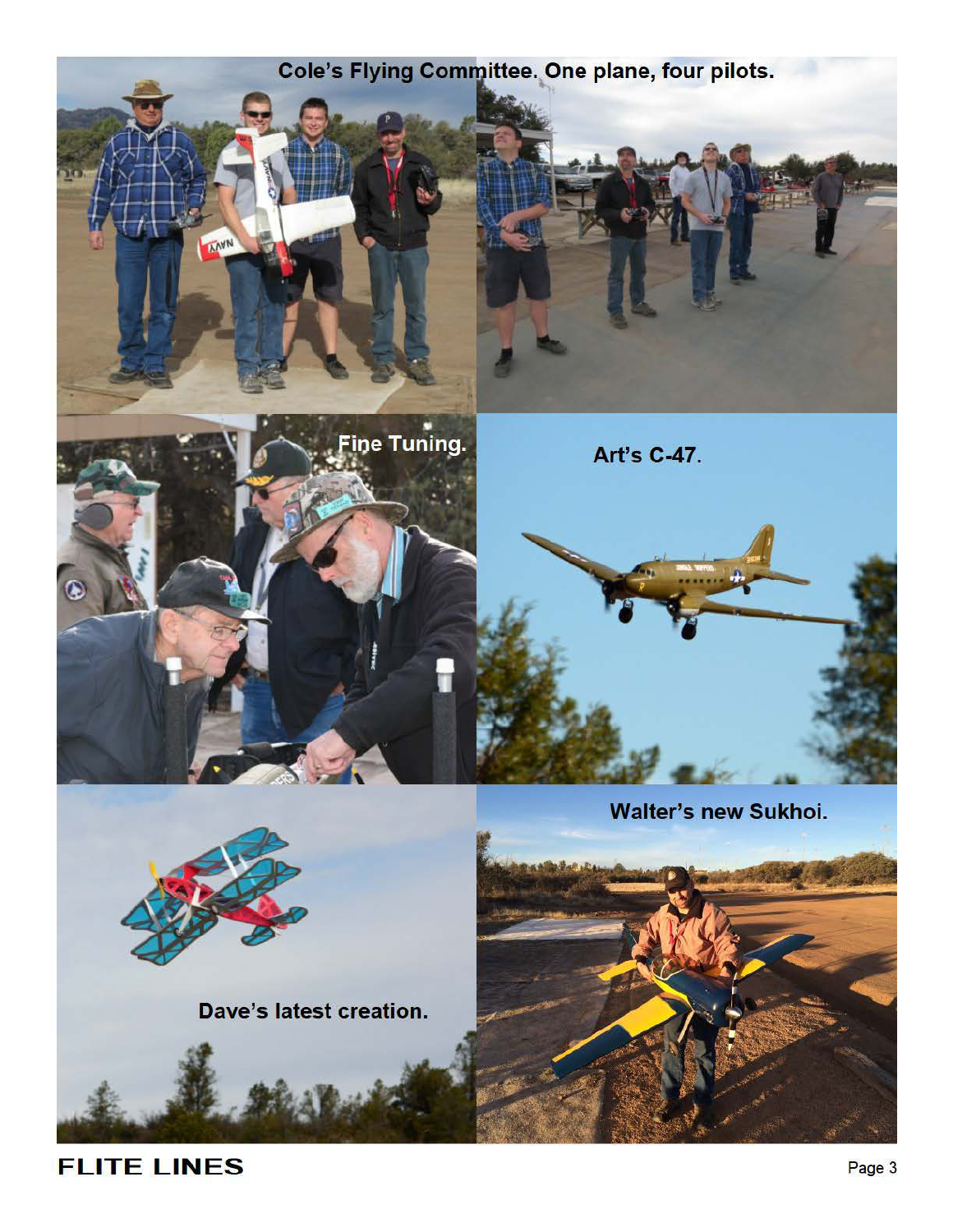Cole's Flying Committee. One plane, four pilots.

Fine Tuning.

Art's C-47.

Dave's latest creation.

Walter's new Sukhoi.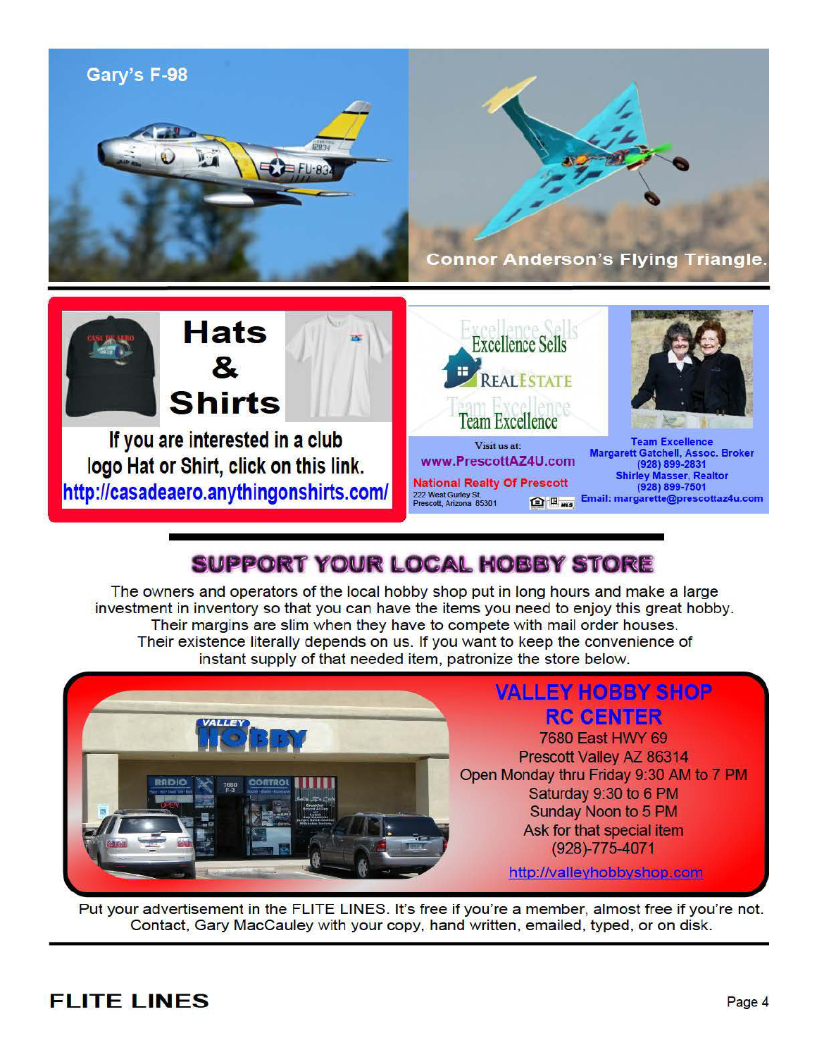Gary's F-98

Connor Anderson's Flying Triangle.

# Hats & Shirts

If you are interested in a club logo Hat or Shirt, click on this link.
http://casadeaero.anythingonshirts.com/

Excellence Sells
REAL ESTATE
Team Excellence

Visit us at:
www.PrescottAZ4U.com
National Realty Of Prescott
222 West Gurley St.
Prescott, Arizona 85301

Team Excellence
Margarett Gatchell, Assoc. Broker
(928) 899-2831
Shirley Masser, Realtor
(928) 899-7501
Email: margarette@prescottaz4u.com

## SUPPORT YOUR LOCAL HOBBY STORE

The owners and operators of the local hobby shop put in long hours and make a large investment in inventory so that you can have the items you need to enjoy this great hobby. Their margins are slim when they have to compete with mail order houses. Their existence literally depends on us. If you want to keep the convenience of instant supply of that needed item, patronize the store below.

### VALLEY HOBBY SHOP RC CENTER

7680 East HWY 69
Prescott Valley AZ 86314
Open Monday thru Friday 9:30 AM to 7 PM
Saturday 9:30 to 6 PM
Sunday Noon to 5 PM
Ask for that special item
(928)-775-4071
http://valleyhobbyshop.com

Put your advertisement in the FLITE LINES. It's free if you're a member, almost free if you're not. Contact, Gary MacCauley with your copy, hand written, emailed, typed, or on disk.